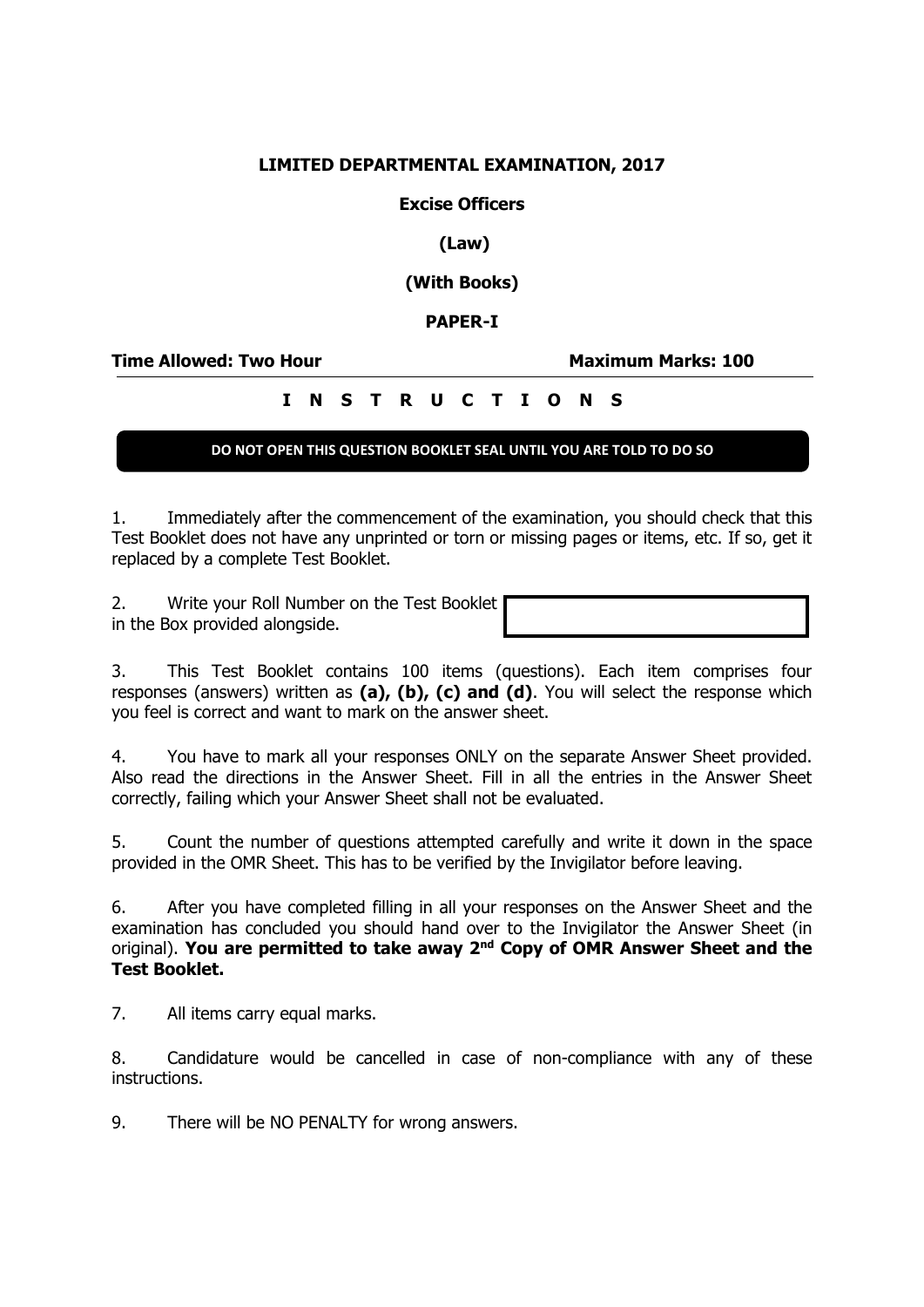# LIMITED DEPARTMENTAL EXAMINATION, 2017

## Excise Officers

## (Law)

## (With Books)

## PAPER-I

**Time Allowed: Two Hour** **Maximum Marks: 100**

---

**I N S T R U C T I O N S**

**DO NOT OPEN THIS QUESTION BOOKLET SEAL UNTIL YOU ARE TOLD TO DO SO**

1. Immediately after the commencement of the examination, you should check that this Test Booklet does not have any unprinted or torn or missing pages or items, etc. If so, get it replaced by a complete Test Booklet.

2. Write your Roll Number on the Test Booklet in the Box provided alongside.

3. This Test Booklet contains 100 items (questions). Each item comprises four responses (answers) written as **(a), (b), (c) and (d)**. You will select the response which you feel is correct and want to mark on the answer sheet.

4. You have to mark all your responses ONLY on the separate Answer Sheet provided. Also read the directions in the Answer Sheet. Fill in all the entries in the Answer Sheet correctly, failing which your Answer Sheet shall not be evaluated.

5. Count the number of questions attempted carefully and write it down in the space provided in the OMR Sheet. This has to be verified by the Invigilator before leaving.

6. After you have completed filling in all your responses on the Answer Sheet and the examination has concluded you should hand over to the Invigilator the Answer Sheet (in original). **You are permitted to take away 2nd Copy of OMR Answer Sheet and the Test Booklet.**

7. All items carry equal marks.

8. Candidature would be cancelled in case of non-compliance with any of these instructions.

9. There will be NO PENALTY for wrong answers.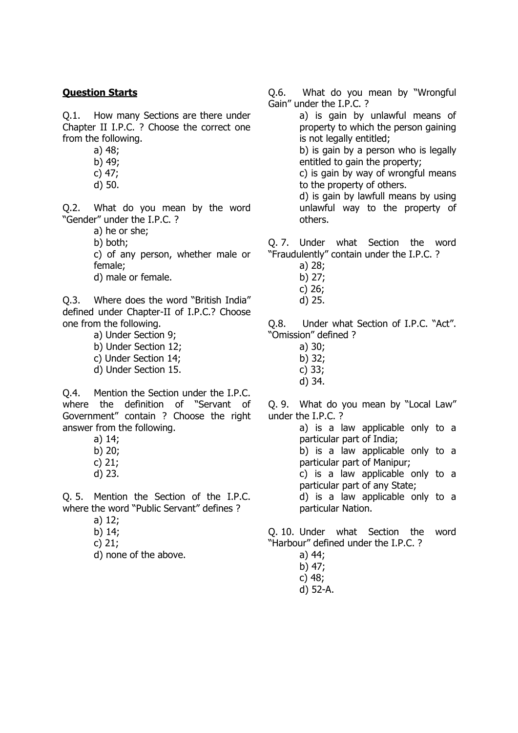**Question Starts**

Q.1. How many Sections are there under Chapter II I.P.C. ? Choose the correct one from the following.

a) 48;
b) 49;
c) 47;
d) 50.

Q.2. What do you mean by the word "Gender" under the I.P.C. ?

a) he or she;
b) both;
c) of any person, whether male or female;
d) male or female.

Q.3. Where does the word "British India" defined under Chapter-II of I.P.C.? Choose one from the following.

a) Under Section 9;
b) Under Section 12;
c) Under Section 14;
d) Under Section 15.

Q.4. Mention the Section under the I.P.C. where the definition of "Servant of Government" contain ? Choose the right answer from the following.

a) 14;
b) 20;
c) 21;
d) 23.

Q. 5. Mention the Section of the I.P.C. where the word "Public Servant" defines ?

a) 12;
b) 14;
c) 21;
d) none of the above.

Q.6. What do you mean by "Wrongful Gain" under the I.P.C. ?

a) is gain by unlawful means of property to which the person gaining is not legally entitled;
b) is gain by a person who is legally entitled to gain the property;
c) is gain by way of wrongful means to the property of others.
d) is gain by lawfull means by using unlawful way to the property of others.

Q. 7. Under what Section the word "Fraudulently" contain under the I.P.C. ?

a) 28;
b) 27;
c) 26;
d) 25.

Q.8. Under what Section of I.P.C. "Act". "Omission" defined ?

a) 30;
b) 32;
c) 33;
d) 34.

Q. 9. What do you mean by "Local Law" under the I.P.C. ?

a) is a law applicable only to a particular part of India;
b) is a law applicable only to a particular part of Manipur;
c) is a law applicable only to a particular part of any State;
d) is a law applicable only to a particular Nation.

Q. 10. Under what Section the word "Harbour" defined under the I.P.C. ?

a) 44;
b) 47;
c) 48;
d) 52-A.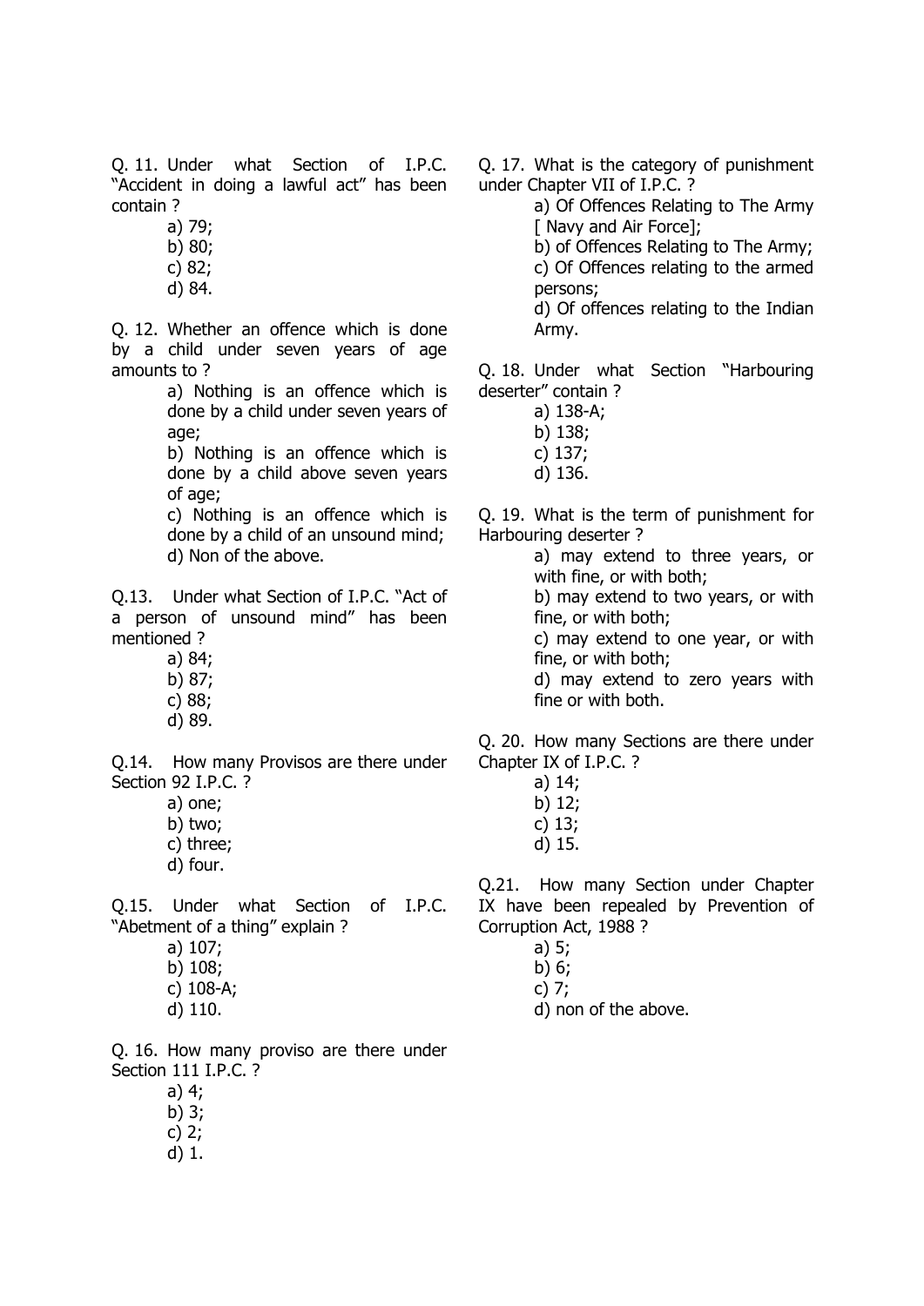Q. 11. Under what Section of I.P.C. "Accident in doing a lawful act" has been contain ?

a) 79;
b) 80;
c) 82;
d) 84.

Q. 12. Whether an offence which is done by a child under seven years of age amounts to ?

a) Nothing is an offence which is done by a child under seven years of age;
b) Nothing is an offence which is done by a child above seven years of age;
c) Nothing is an offence which is done by a child of an unsound mind;
d) Non of the above.

Q.13. Under what Section of I.P.C. "Act of a person of unsound mind" has been mentioned ?

a) 84;
b) 87;
c) 88;
d) 89.

Q.14. How many Provisos are there under Section 92 I.P.C. ?

a) one;
b) two;
c) three;
d) four.

Q.15. Under what Section of I.P.C. "Abetment of a thing" explain ?

a) 107;
b) 108;
c) 108-A;
d) 110.

Q. 16. How many proviso are there under Section 111 I.P.C. ?

a) 4;
b) 3;
c) 2;
d) 1.

Q. 17. What is the category of punishment under Chapter VII of I.P.C. ?

a) Of Offences Relating to The Army [ Navy and Air Force];
b) of Offences Relating to The Army;
c) Of Offences relating to the armed persons;
d) Of offences relating to the Indian Army.

Q. 18. Under what Section "Harbouring deserter" contain ?

a) 138-A;
b) 138;
c) 137;
d) 136.

Q. 19. What is the term of punishment for Harbouring deserter ?

a) may extend to three years, or with fine, or with both;
b) may extend to two years, or with fine, or with both;
c) may extend to one year, or with fine, or with both;
d) may extend to zero years with fine or with both.

Q. 20. How many Sections are there under Chapter IX of I.P.C. ?

a) 14;
b) 12;
c) 13;
d) 15.

Q.21. How many Section under Chapter IX have been repealed by Prevention of Corruption Act, 1988 ?

a) 5;
b) 6;
c) 7;
d) non of the above.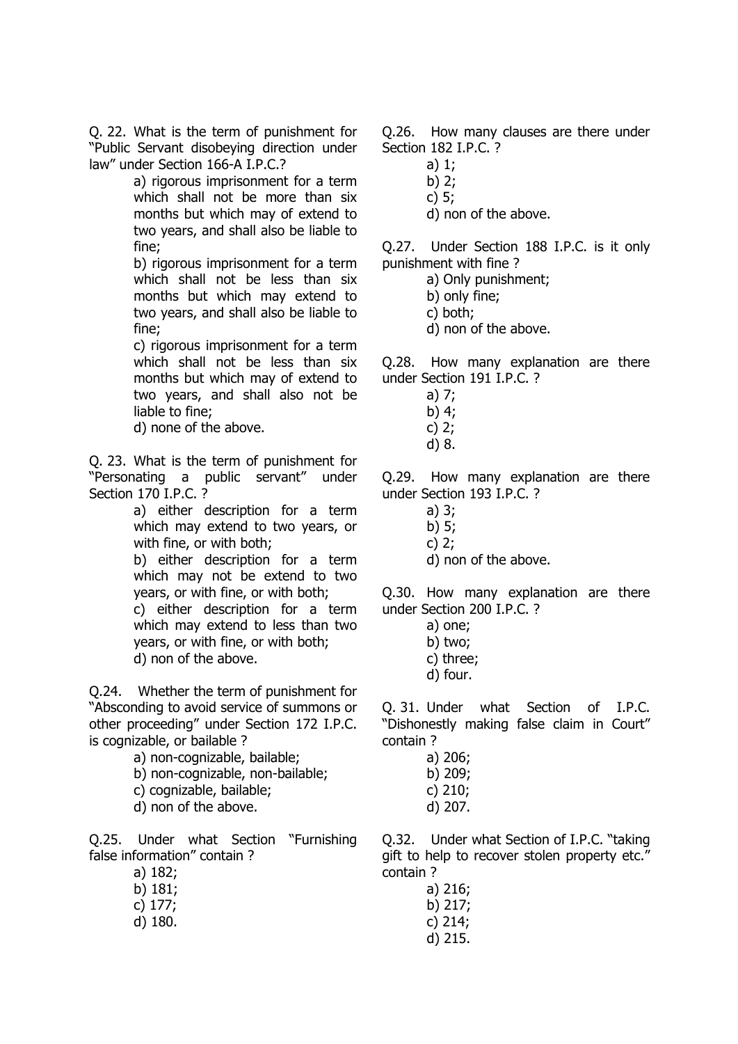Q. 22. What is the term of punishment for "Public Servant disobeying direction under law" under Section 166-A I.P.C.?

a) rigorous imprisonment for a term which shall not be more than six months but which may of extend to two years, and shall also be liable to fine;

b) rigorous imprisonment for a term which shall not be less than six months but which may extend to two years, and shall also be liable to fine;

c) rigorous imprisonment for a term which shall not be less than six months but which may of extend to two years, and shall also not be liable to fine;

d) none of the above.

Q. 23. What is the term of punishment for "Personating a public servant" under Section 170 I.P.C. ?

a) either description for a term which may extend to two years, or with fine, or with both;

b) either description for a term which may not be extend to two years, or with fine, or with both;

c) either description for a term which may extend to less than two years, or with fine, or with both;

d) non of the above.

Q.24. Whether the term of punishment for "Absconding to avoid service of summons or other proceeding" under Section 172 I.P.C. is cognizable, or bailable ?

a) non-cognizable, bailable;

b) non-cognizable, non-bailable;

c) cognizable, bailable;

d) non of the above.

Q.25. Under what Section "Furnishing false information" contain ?

a) 182;

b) 181;

c) 177;

d) 180.

Q.26. How many clauses are there under Section 182 I.P.C. ?

a) 1;

b) 2;

c) 5;

d) non of the above.

Q.27. Under Section 188 I.P.C. is it only punishment with fine ?

a) Only punishment;

b) only fine;

c) both;

d) non of the above.

Q.28. How many explanation are there under Section 191 I.P.C. ?

a) 7;

b) 4;

c) 2;

d) 8.

Q.29. How many explanation are there under Section 193 I.P.C. ?

a) 3;

b) 5;

c) 2;

d) non of the above.

Q.30. How many explanation are there under Section 200 I.P.C. ?

a) one;

b) two;

c) three;

d) four.

Q. 31. Under what Section of I.P.C. "Dishonestly making false claim in Court" contain ?

a) 206;

b) 209;

c) 210;

d) 207.

Q.32. Under what Section of I.P.C. "taking gift to help to recover stolen property etc." contain ?

a) 216;

b) 217;

c) 214;

d) 215.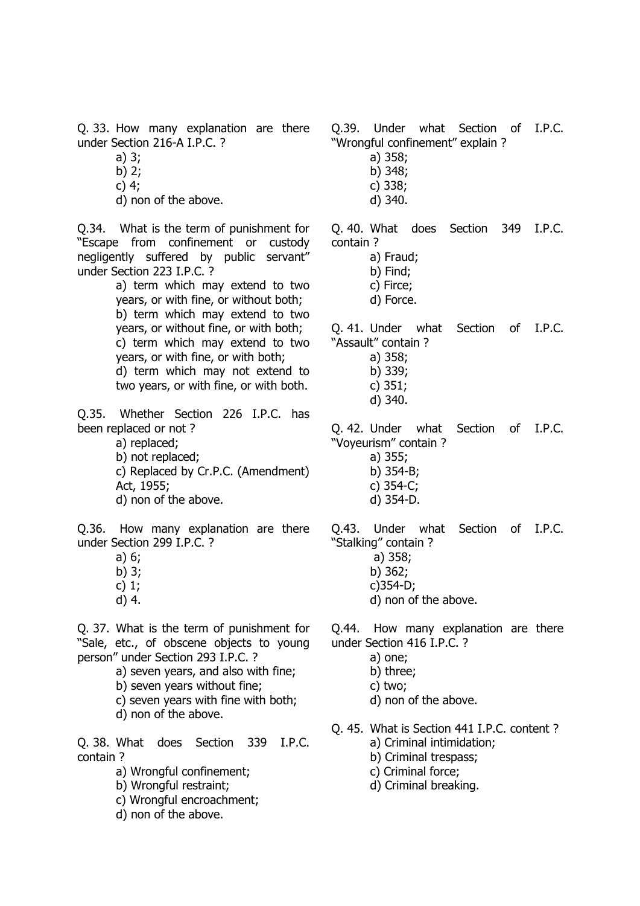Q. 33. How many explanation are there under Section 216-A I.P.C. ?

a) 3;
b) 2;
c) 4;
d) non of the above.

Q.34. What is the term of punishment for "Escape from confinement or custody negligently suffered by public servant" under Section 223 I.P.C. ?

a) term which may extend to two years, or with fine, or without both;
b) term which may extend to two years, or without fine, or with both;
c) term which may extend to two years, or with fine, or with both;
d) term which may not extend to two years, or with fine, or with both.

Q.35. Whether Section 226 I.P.C. has been replaced or not ?

a) replaced;
b) not replaced;
c) Replaced by Cr.P.C. (Amendment) Act, 1955;
d) non of the above.

Q.36. How many explanation are there under Section 299 I.P.C. ?

a) 6;
b) 3;
c) 1;
d) 4.

Q. 37. What is the term of punishment for "Sale, etc., of obscene objects to young person" under Section 293 I.P.C. ?

a) seven years, and also with fine;
b) seven years without fine;
c) seven years with fine with both;
d) non of the above.

Q. 38. What does Section 339 I.P.C. contain ?

a) Wrongful confinement;
b) Wrongful restraint;
c) Wrongful encroachment;
d) non of the above.

Q.39. Under what Section of I.P.C. "Wrongful confinement" explain ?

a) 358;
b) 348;
c) 338;
d) 340.

Q. 40. What does Section 349 I.P.C. contain ?

a) Fraud;
b) Find;
c) Firce;
d) Force.

Q. 41. Under what Section of I.P.C. "Assault" contain ?

a) 358;
b) 339;
c) 351;
d) 340.

Q. 42. Under what Section of I.P.C. "Voyeurism" contain ?

a) 355;
b) 354-B;
c) 354-C;
d) 354-D.

Q.43. Under what Section of I.P.C. "Stalking" contain ?

a) 358;
b) 362;
c)354-D;
d) non of the above.

Q.44. How many explanation are there under Section 416 I.P.C. ?

a) one;
b) three;
c) two;
d) non of the above.

Q. 45. What is Section 441 I.P.C. content ?

a) Criminal intimidation;
b) Criminal trespass;
c) Criminal force;
d) Criminal breaking.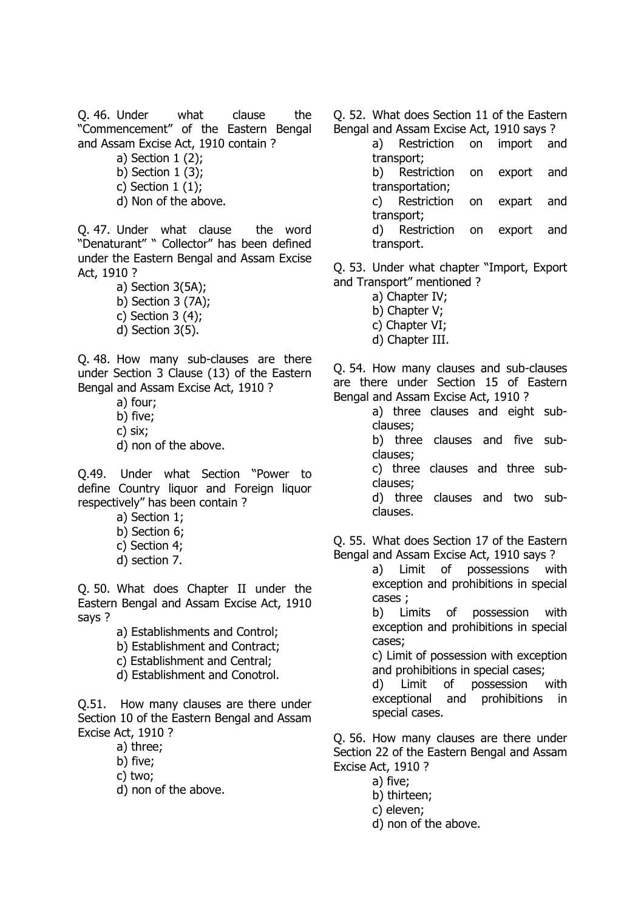Q. 46. Under what clause the "Commencement" of the Eastern Bengal and Assam Excise Act, 1910 contain ?

a) Section 1 (2);
b) Section 1 (3);
c) Section 1 (1);
d) Non of the above.

Q. 47. Under what clause the word "Denaturant" " Collector" has been defined under the Eastern Bengal and Assam Excise Act, 1910 ?

a) Section 3(5A);
b) Section 3 (7A);
c) Section 3 (4);
d) Section 3(5).

Q. 48. How many sub-clauses are there under Section 3 Clause (13) of the Eastern Bengal and Assam Excise Act, 1910 ?

a) four;
b) five;
c) six;
d) non of the above.

Q.49. Under what Section "Power to define Country liquor and Foreign liquor respectively" has been contain ?

a) Section 1;
b) Section 6;
c) Section 4;
d) section 7.

Q. 50. What does Chapter II under the Eastern Bengal and Assam Excise Act, 1910 says ?

a) Establishments and Control;
b) Establishment and Contract;
c) Establishment and Central;
d) Establishment and Conotrol.

Q.51. How many clauses are there under Section 10 of the Eastern Bengal and Assam Excise Act, 1910 ?

a) three;
b) five;
c) two;
d) non of the above.

Q. 52. What does Section 11 of the Eastern Bengal and Assam Excise Act, 1910 says ?

a) Restriction on import and transport;
b) Restriction on export and transportation;
c) Restriction on expart and transport;
d) Restriction on export and transport.

Q. 53. Under what chapter "Import, Export and Transport" mentioned ?

a) Chapter IV;
b) Chapter V;
c) Chapter VI;
d) Chapter III.

Q. 54. How many clauses and sub-clauses are there under Section 15 of Eastern Bengal and Assam Excise Act, 1910 ?

a) three clauses and eight sub-clauses;
b) three clauses and five sub-clauses;
c) three clauses and three sub-clauses;
d) three clauses and two sub-clauses.

Q. 55. What does Section 17 of the Eastern Bengal and Assam Excise Act, 1910 says ?

a) Limit of possessions with exception and prohibitions in special cases ;
b) Limits of possession with exception and prohibitions in special cases;
c) Limit of possession with exception and prohibitions in special cases;
d) Limit of possession with exceptional and prohibitions in special cases.

Q. 56. How many clauses are there under Section 22 of the Eastern Bengal and Assam Excise Act, 1910 ?

a) five;
b) thirteen;
c) eleven;
d) non of the above.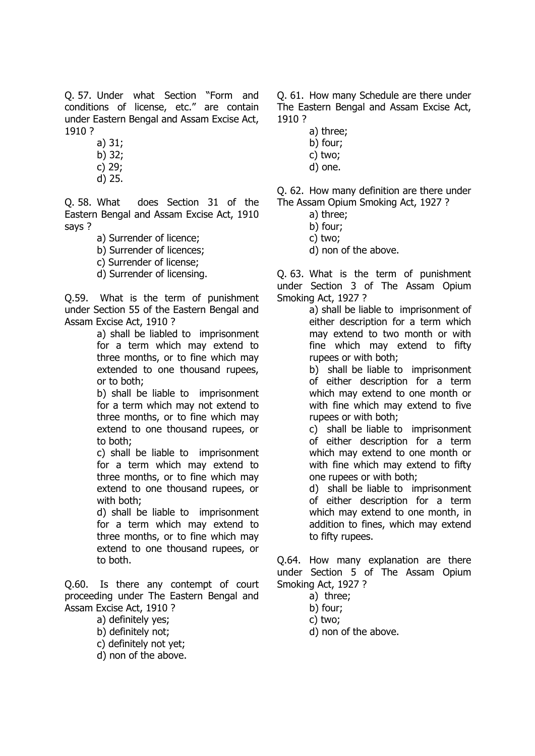Q. 57. Under what Section "Form and conditions of license, etc." are contain under Eastern Bengal and Assam Excise Act, 1910 ?

a) 31;
b) 32;
c) 29;
d) 25.

Q. 58. What does Section 31 of the Eastern Bengal and Assam Excise Act, 1910 says ?

a) Surrender of licence;
b) Surrender of licences;
c) Surrender of license;
d) Surrender of licensing.

Q.59. What is the term of punishment under Section 55 of the Eastern Bengal and Assam Excise Act, 1910 ?

a) shall be liabled to imprisonment for a term which may extend to three months, or to fine which may extended to one thousand rupees, or to both;
b) shall be liable to imprisonment for a term which may not extend to three months, or to fine which may extend to one thousand rupees, or to both;
c) shall be liable to imprisonment for a term which may extend to three months, or to fine which may extend to one thousand rupees, or with both;
d) shall be liable to imprisonment for a term which may extend to three months, or to fine which may extend to one thousand rupees, or to both.

Q.60. Is there any contempt of court proceeding under The Eastern Bengal and Assam Excise Act, 1910 ?

a) definitely yes;
b) definitely not;
c) definitely not yet;
d) non of the above.

Q. 61. How many Schedule are there under The Eastern Bengal and Assam Excise Act, 1910 ?

a) three;
b) four;
c) two;
d) one.

Q. 62. How many definition are there under The Assam Opium Smoking Act, 1927 ?

a) three;
b) four;
c) two;
d) non of the above.

Q. 63. What is the term of punishment under Section 3 of The Assam Opium Smoking Act, 1927 ?

a) shall be liable to imprisonment of either description for a term which may extend to two month or with fine which may extend to fifty rupees or with both;
b) shall be liable to imprisonment of either description for a term which may extend to one month or with fine which may extend to five rupees or with both;
c) shall be liable to imprisonment of either description for a term which may extend to one month or with fine which may extend to fifty one rupees or with both;
d) shall be liable to imprisonment of either description for a term which may extend to one month, in addition to fines, which may extend to fifty rupees.

Q.64. How many explanation are there under Section 5 of The Assam Opium Smoking Act, 1927 ?

a) three;
b) four;
c) two;
d) non of the above.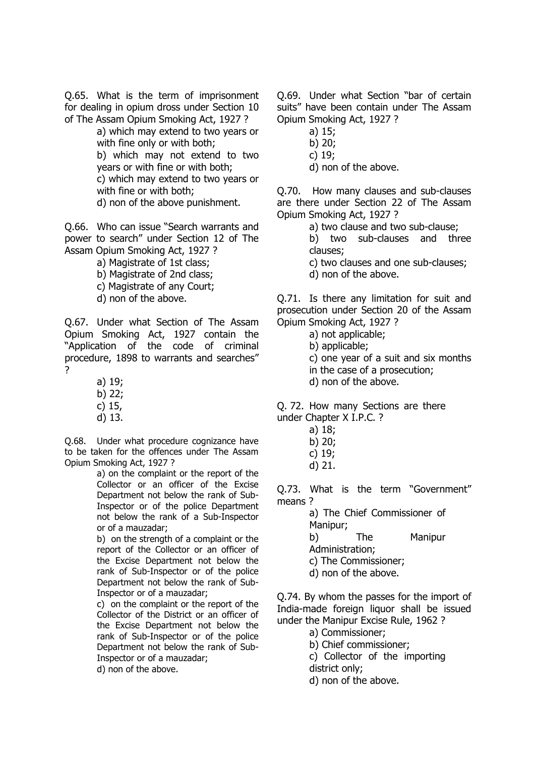Q.65. What is the term of imprisonment for dealing in opium dross under Section 10 of The Assam Opium Smoking Act, 1927 ?

a) which may extend to two years or with fine only or with both;
b) which may not extend to two years or with fine or with both;
c) which may extend to two years or with fine or with both;
d) non of the above punishment.

Q.66. Who can issue "Search warrants and power to search" under Section 12 of The Assam Opium Smoking Act, 1927 ?

a) Magistrate of 1st class;
b) Magistrate of 2nd class;
c) Magistrate of any Court;
d) non of the above.

Q.67. Under what Section of The Assam Opium Smoking Act, 1927 contain the "Application of the code of criminal procedure, 1898 to warrants and searches" ?

a) 19;
b) 22;
c) 15,
d) 13.

Q.68. Under what procedure cognizance have to be taken for the offences under The Assam Opium Smoking Act, 1927 ?

a) on the complaint or the report of the Collector or an officer of the Excise Department not below the rank of Sub-Inspector or of the police Department not below the rank of a Sub-Inspector or of a mauzadar;
b) on the strength of a complaint or the report of the Collector or an officer of the Excise Department not below the rank of Sub-Inspector or of the police Department not below the rank of Sub-Inspector or of a mauzadar;
c) on the complaint or the report of the Collector of the District or an officer of the Excise Department not below the rank of Sub-Inspector or of the police Department not below the rank of Sub-Inspector or of a mauzadar;
d) non of the above.

Q.69. Under what Section "bar of certain suits" have been contain under The Assam Opium Smoking Act, 1927 ?

a) 15;
b) 20;
c) 19;
d) non of the above.

Q.70. How many clauses and sub-clauses are there under Section 22 of The Assam Opium Smoking Act, 1927 ?

a) two clause and two sub-clause;
b) two sub-clauses and three clauses;
c) two clauses and one sub-clauses;
d) non of the above.

Q.71. Is there any limitation for suit and prosecution under Section 20 of the Assam Opium Smoking Act, 1927 ?

a) not applicable;
b) applicable;
c) one year of a suit and six months in the case of a prosecution;
d) non of the above.

Q. 72. How many Sections are there under Chapter X I.P.C. ?

a) 18;
b) 20;
c) 19;
d) 21.

Q.73. What is the term "Government" means ?

a) The Chief Commissioner of Manipur;
b) The Manipur Administration;
c) The Commissioner;
d) non of the above.

Q.74. By whom the passes for the import of India-made foreign liquor shall be issued under the Manipur Excise Rule, 1962 ?

a) Commissioner;
b) Chief commissioner;
c) Collector of the importing district only;
d) non of the above.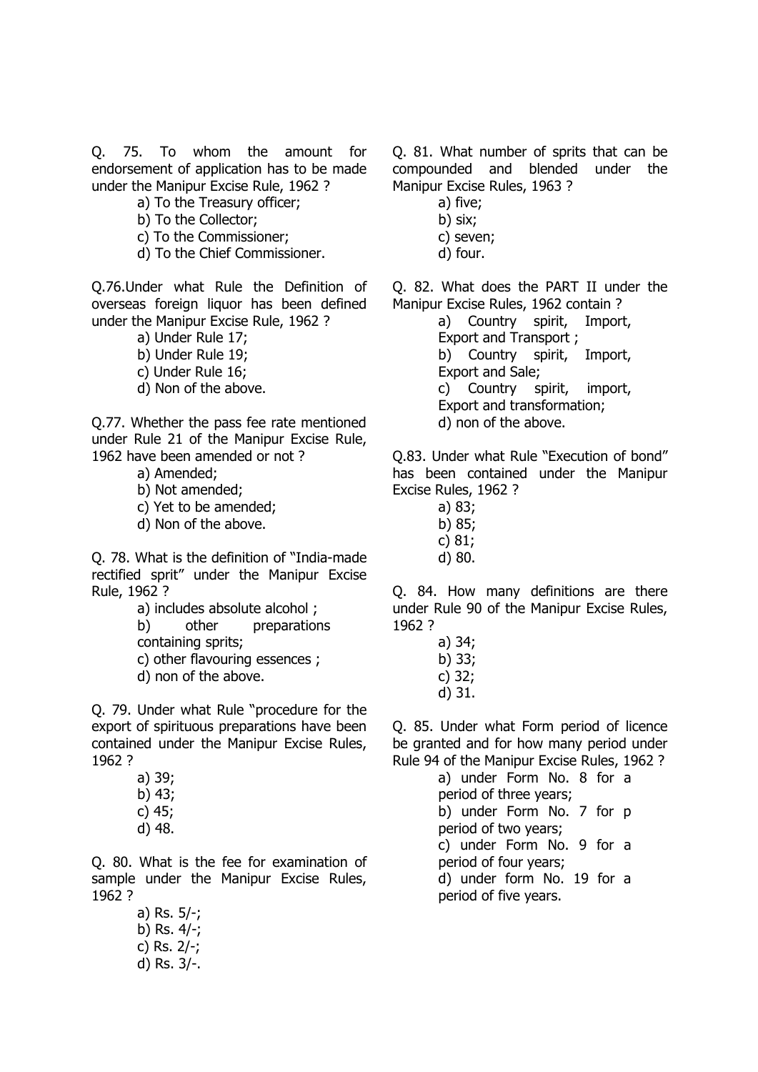Q. 75. To whom the amount for endorsement of application has to be made under the Manipur Excise Rule, 1962 ?

a) To the Treasury officer;
b) To the Collector;
c) To the Commissioner;
d) To the Chief Commissioner.

Q.76.Under what Rule the Definition of overseas foreign liquor has been defined under the Manipur Excise Rule, 1962 ?

a) Under Rule 17;
b) Under Rule 19;
c) Under Rule 16;
d) Non of the above.

Q.77. Whether the pass fee rate mentioned under Rule 21 of the Manipur Excise Rule, 1962 have been amended or not ?

a) Amended;
b) Not amended;
c) Yet to be amended;
d) Non of the above.

Q. 78. What is the definition of "India-made rectified sprit" under the Manipur Excise Rule, 1962 ?

a) includes absolute alcohol ;
b) other preparations containing sprits;
c) other flavouring essences ;
d) non of the above.

Q. 79. Under what Rule "procedure for the export of spirituous preparations have been contained under the Manipur Excise Rules, 1962 ?

a) 39;
b) 43;
c) 45;
d) 48.

Q. 80. What is the fee for examination of sample under the Manipur Excise Rules, 1962 ?

a) Rs. 5/-;
b) Rs. 4/-;
c) Rs. 2/-;
d) Rs. 3/-.

Q. 81. What number of sprits that can be compounded and blended under the Manipur Excise Rules, 1963 ?

a) five;
b) six;
c) seven;
d) four.

Q. 82. What does the PART II under the Manipur Excise Rules, 1962 contain ?

a) Country spirit, Import, Export and Transport ;
b) Country spirit, Import, Export and Sale;
c) Country spirit, import, Export and transformation;
d) non of the above.

Q.83. Under what Rule "Execution of bond" has been contained under the Manipur Excise Rules, 1962 ?

a) 83;
b) 85;
c) 81;
d) 80.

Q. 84. How many definitions are there under Rule 90 of the Manipur Excise Rules, 1962 ?

a) 34;
b) 33;
c) 32;
d) 31.

Q. 85. Under what Form period of licence be granted and for how many period under Rule 94 of the Manipur Excise Rules, 1962 ?

a) under Form No. 8 for a period of three years;
b) under Form No. 7 for p period of two years;
c) under Form No. 9 for a period of four years;
d) under form No. 19 for a period of five years.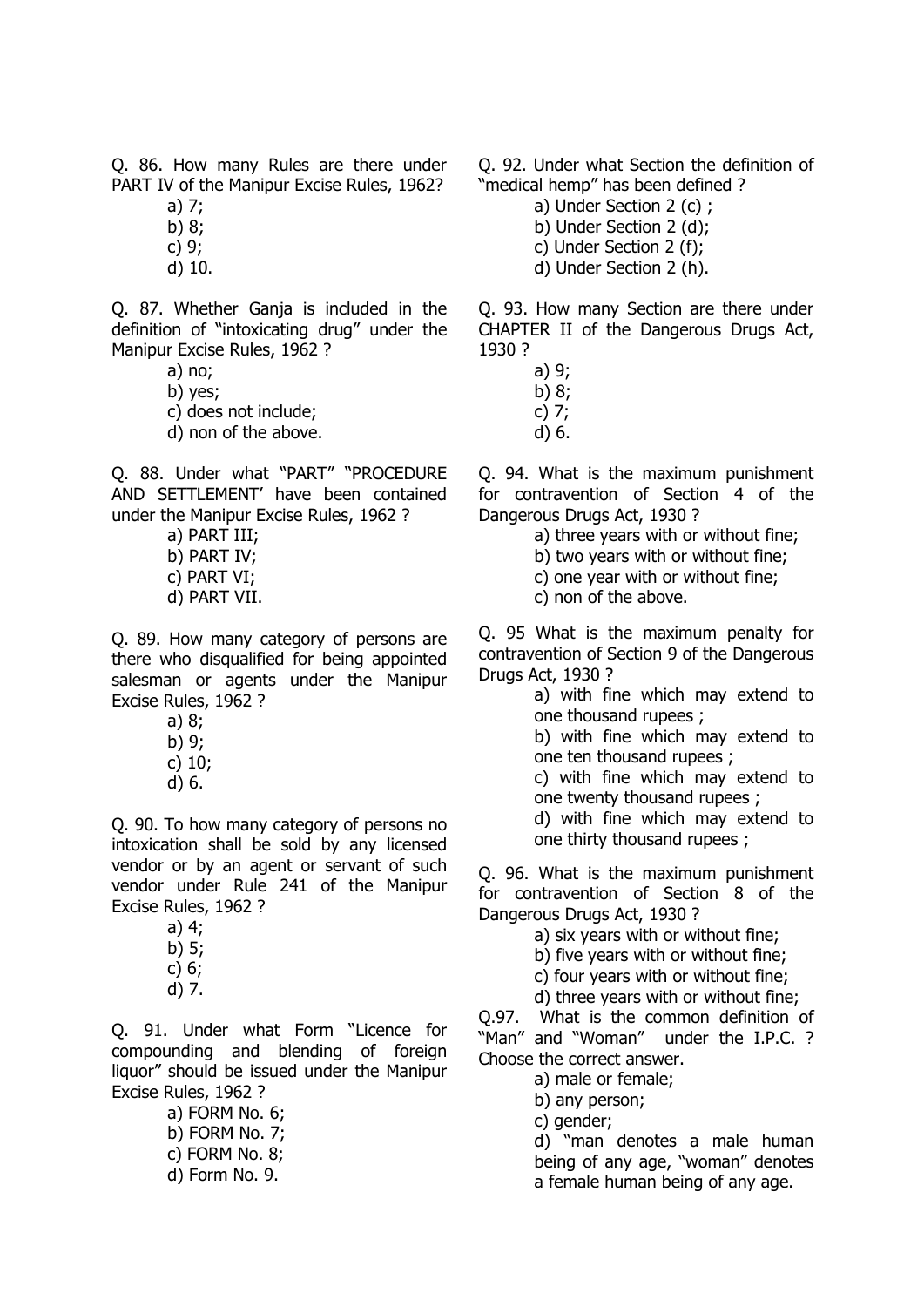Q. 86. How many Rules are there under PART IV of the Manipur Excise Rules, 1962?

a) 7;
b) 8;
c) 9;
d) 10.

Q. 87. Whether Ganja is included in the definition of "intoxicating drug" under the Manipur Excise Rules, 1962 ?

a) no;
b) yes;
c) does not include;
d) non of the above.

Q. 88. Under what "PART" "PROCEDURE AND SETTLEMENT' have been contained under the Manipur Excise Rules, 1962 ?

a) PART III;
b) PART IV;
c) PART VI;
d) PART VII.

Q. 89. How many category of persons are there who disqualified for being appointed salesman or agents under the Manipur Excise Rules, 1962 ?

a) 8;
b) 9;
c) 10;
d) 6.

Q. 90. To how many category of persons no intoxication shall be sold by any licensed vendor or by an agent or servant of such vendor under Rule 241 of the Manipur Excise Rules, 1962 ?

a) 4;
b) 5;
c) 6;
d) 7.

Q. 91. Under what Form "Licence for compounding and blending of foreign liquor" should be issued under the Manipur Excise Rules, 1962 ?

a) FORM No. 6;
b) FORM No. 7;
c) FORM No. 8;
d) Form No. 9.

Q. 92. Under what Section the definition of "medical hemp" has been defined ?

a) Under Section 2 (c) ;
b) Under Section 2 (d);
c) Under Section 2 (f);
d) Under Section 2 (h).

Q. 93. How many Section are there under CHAPTER II of the Dangerous Drugs Act, 1930 ?

a) 9;
b) 8;
c) 7;
d) 6.

Q. 94. What is the maximum punishment for contravention of Section 4 of the Dangerous Drugs Act, 1930 ?

a) three years with or without fine;
b) two years with or without fine;
c) one year with or without fine;
c) non of the above.

Q. 95 What is the maximum penalty for contravention of Section 9 of the Dangerous Drugs Act, 1930 ?

a) with fine which may extend to one thousand rupees ;
b) with fine which may extend to one ten thousand rupees ;
c) with fine which may extend to one twenty thousand rupees ;
d) with fine which may extend to one thirty thousand rupees ;

Q. 96. What is the maximum punishment for contravention of Section 8 of the Dangerous Drugs Act, 1930 ?

a) six years with or without fine;
b) five years with or without fine;
c) four years with or without fine;
d) three years with or without fine;

Q.97. What is the common definition of "Man" and "Woman" under the I.P.C. ? Choose the correct answer.

a) male or female;
b) any person;
c) gender;
d) "man denotes a male human being of any age, "woman" denotes a female human being of any age.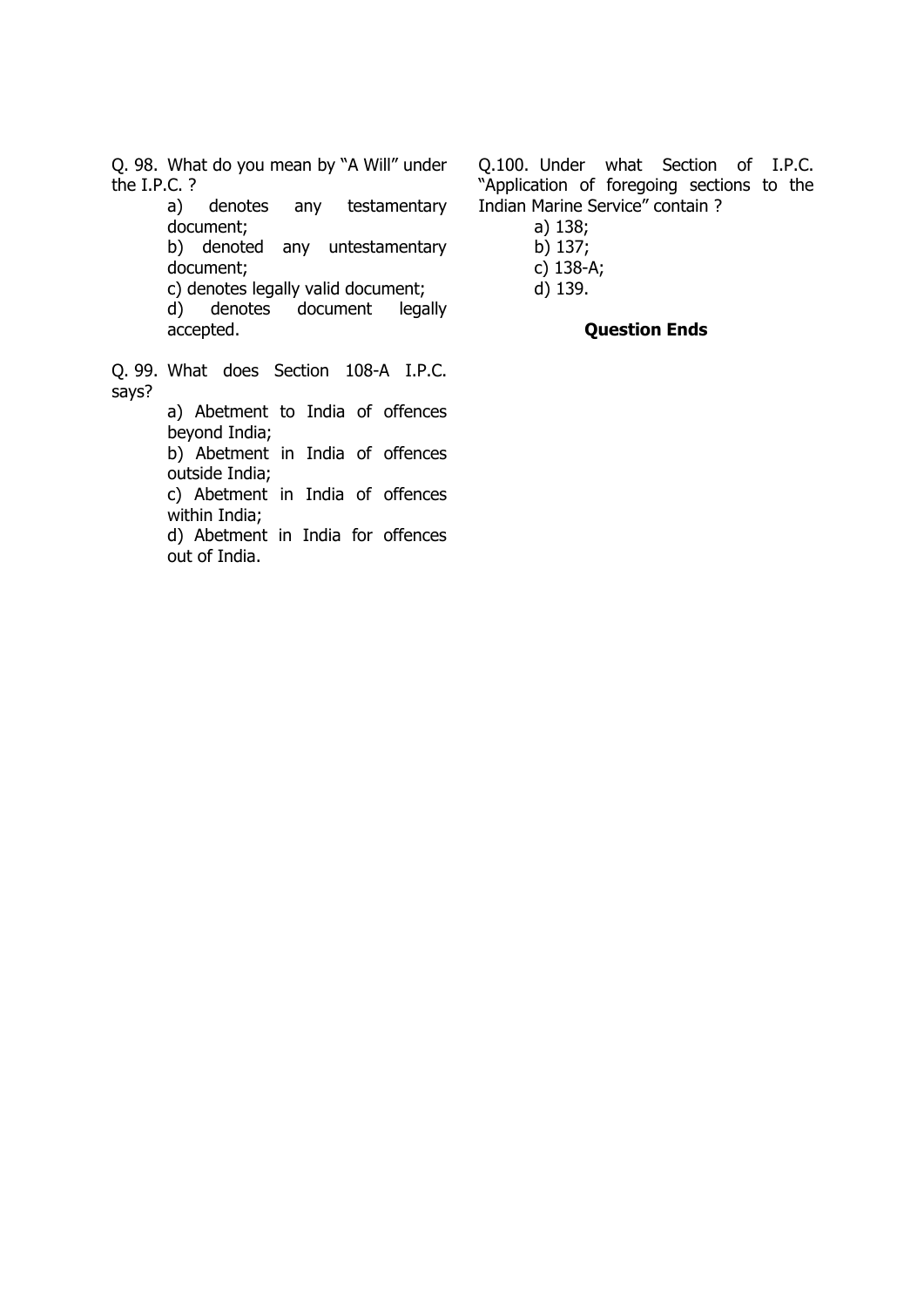Q. 98. What do you mean by "A Will" under the I.P.C. ?

a) denotes any testamentary document;
b) denoted any untestamentary document;
c) denotes legally valid document;
d) denotes document legally accepted.

Q. 99. What does Section 108-A I.P.C. says?

a) Abetment to India of offences beyond India;
b) Abetment in India of offences outside India;
c) Abetment in India of offences within India;
d) Abetment in India for offences out of India.

Q.100. Under what Section of I.P.C. "Application of foregoing sections to the Indian Marine Service" contain ?

a) 138;
b) 137;
c) 138-A;
d) 139.

**Question Ends**